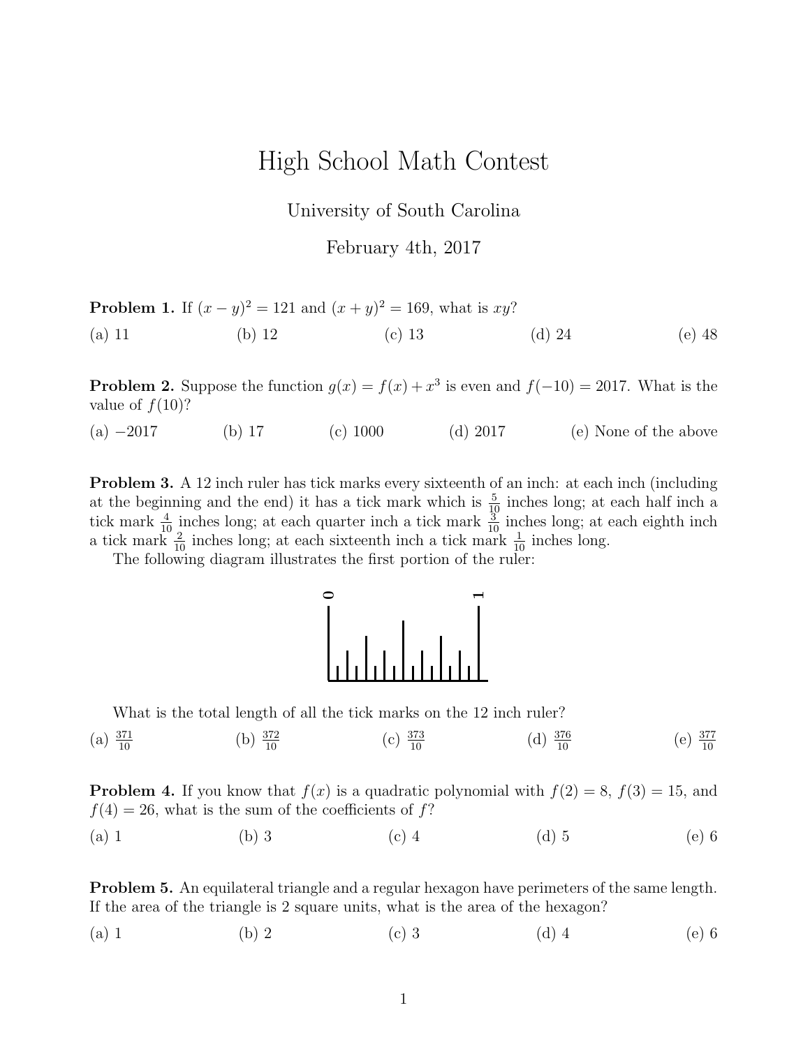# High School Math Contest

University of South Carolina

February 4th, 2017

**Problem 1.** If $(x-y)^2 = 121$ and $(x+y)^2 = 169$, what is $xy$?

(a) 11 (b) 12 (c) 13 (d) 24 (e) 48

**Problem 2.** Suppose the function $g(x) = f(x) + x^3$ is even and $f(-10) = 2017$. What is the value of $f(10)$?

(a) $-2017$ (b) 17 (c) 1000 (d) 2017 (e) None of the above

**Problem 3.** A 12 inch ruler has tick marks every sixteenth of an inch: at each inch (including at the beginning and the end) it has a tick mark which is $\frac{5}{10}$ inches long; at each half inch a tick mark $\frac{4}{10}$ inches long; at each quarter inch a tick mark $\frac{3}{10}$ inches long; at each eighth inch a tick mark $\frac{2}{10}$ inches long; at each sixteenth inch a tick mark $\frac{1}{10}$ inches long.

The following diagram illustrates the first portion of the ruler:

What is the total length of all the tick marks on the 12 inch ruler?

(a) $\frac{371}{10}$ (b) $\frac{372}{10}$ (c) $\frac{373}{10}$ (d) $\frac{376}{10}$ (e) $\frac{377}{10}$

**Problem 4.** If you know that $f(x)$ is a quadratic polynomial with $f(2) = 8$, $f(3) = 15$, and $f(4) = 26$, what is the sum of the coefficients of $f$?

(a) 1 (b) 3 (c) 4 (d) 5 (e) 6

**Problem 5.** An equilateral triangle and a regular hexagon have perimeters of the same length. If the area of the triangle is 2 square units, what is the area of the hexagon?

(a) 1 (b) 2 (c) 3 (d) 4 (e) 6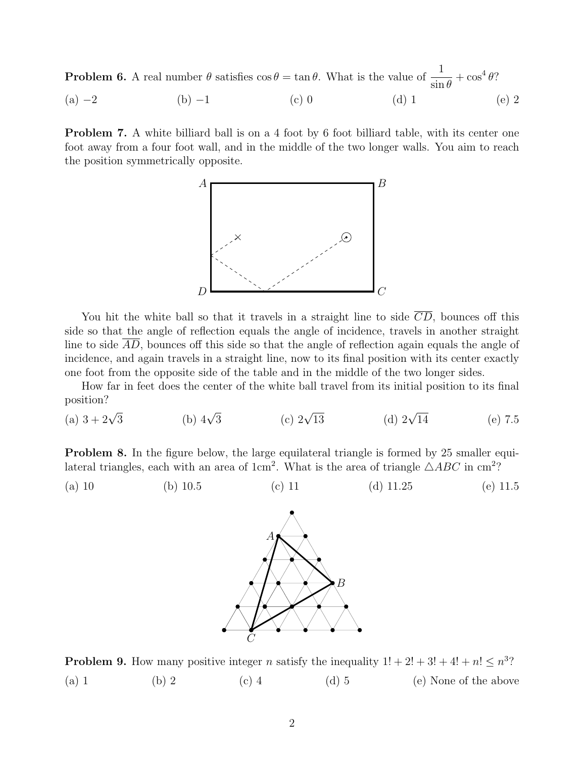**Problem 6.** A real number $\theta$ satisfies $\cos\theta = \tan\theta$. What is the value of $\dfrac{1}{\sin\theta} + \cos^4\theta$?

(a) $-2$ (b) $-1$ (c) $0$ (d) $1$ (e) $2$

**Problem 7.** A white billiard ball is on a 4 foot by 6 foot billiard table, with its center one foot away from a four foot wall, and in the middle of the two longer walls. You aim to reach the position symmetrically opposite.

You hit the white ball so that it travels in a straight line to side $\overline{CD}$, bounces off this side so that the angle of reflection equals the angle of incidence, travels in another straight line to side $\overline{AD}$, bounces off this side so that the angle of reflection again equals the angle of incidence, and again travels in a straight line, now to its final position with its center exactly one foot from the opposite side of the table and in the middle of the two longer sides.

How far in feet does the center of the white ball travel from its initial position to its final position?

(a) $3 + 2\sqrt{3}$ (b) $4\sqrt{3}$ (c) $2\sqrt{13}$ (d) $2\sqrt{14}$ (e) $7.5$

**Problem 8.** In the figure below, the large equilateral triangle is formed by 25 smaller equilateral triangles, each with an area of $1\text{cm}^2$. What is the area of triangle $\triangle ABC$ in $\text{cm}^2$?

(a) $10$ (b) $10.5$ (c) $11$ (d) $11.25$ (e) $11.5$

**Problem 9.** How many positive integer $n$ satisfy the inequality $1! + 2! + 3! + 4! + n! \leq n^3$?

(a) 1 (b) 2 (c) 4 (d) 5 (e) None of the above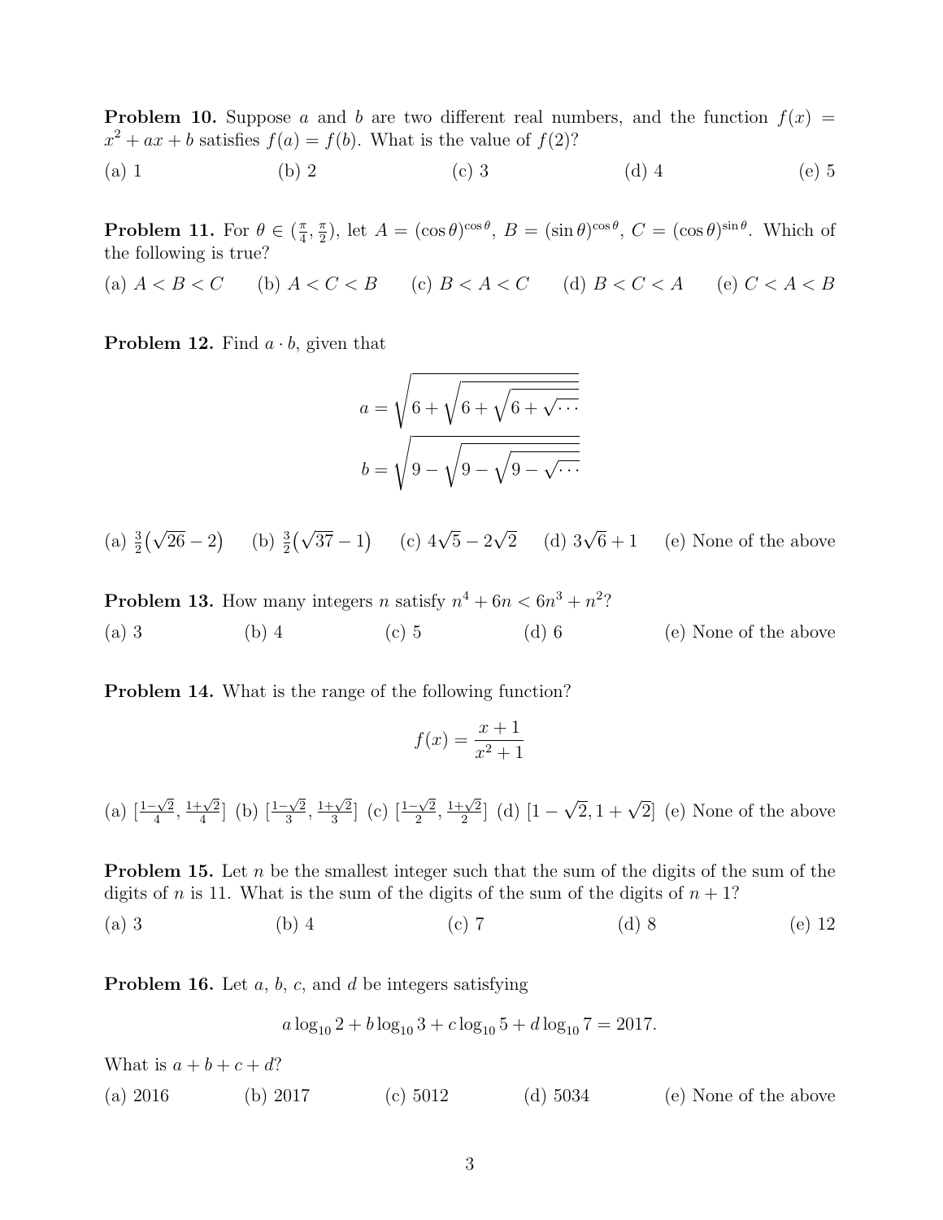**Problem 10.** Suppose $a$ and $b$ are two different real numbers, and the function $f(x) = x^2 + ax + b$ satisfies $f(a) = f(b)$. What is the value of $f(2)$?

(a) 1 (b) 2 (c) 3 (d) 4 (e) 5

**Problem 11.** For $\theta \in (\frac{\pi}{4}, \frac{\pi}{2})$, let $A = (\cos\theta)^{\cos\theta}$, $B = (\sin\theta)^{\cos\theta}$, $C = (\cos\theta)^{\sin\theta}$. Which of the following is true?

(a) $A < B < C$ (b) $A < C < B$ (c) $B < A < C$ (d) $B < C < A$ (e) $C < A < B$

**Problem 12.** Find $a \cdot b$, given that

$$a = \sqrt{6 + \sqrt{6 + \sqrt{6 + \sqrt{\cdots}}}}$$

$$b = \sqrt{9 - \sqrt{9 - \sqrt{9 - \sqrt{\cdots}}}}$$

(a) $\frac{3}{2}(\sqrt{26} - 2)$ (b) $\frac{3}{2}(\sqrt{37} - 1)$ (c) $4\sqrt{5} - 2\sqrt{2}$ (d) $3\sqrt{6} + 1$ (e) None of the above

**Problem 13.** How many integers $n$ satisfy $n^4 + 6n < 6n^3 + n^2$?

(a) 3 (b) 4 (c) 5 (d) 6 (e) None of the above

**Problem 14.** What is the range of the following function?

$$f(x) = \frac{x+1}{x^2+1}$$

(a) $[\frac{1-\sqrt{2}}{4}, \frac{1+\sqrt{2}}{4}]$ (b) $[\frac{1-\sqrt{2}}{3}, \frac{1+\sqrt{2}}{3}]$ (c) $[\frac{1-\sqrt{2}}{2}, \frac{1+\sqrt{2}}{2}]$ (d) $[1-\sqrt{2}, 1+\sqrt{2}]$ (e) None of the above

**Problem 15.** Let $n$ be the smallest integer such that the sum of the digits of the sum of the digits of $n$ is 11. What is the sum of the digits of the sum of the digits of $n+1$?

(a) 3 (b) 4 (c) 7 (d) 8 (e) 12

**Problem 16.** Let $a$, $b$, $c$, and $d$ be integers satisfying

$$a \log_{10} 2 + b \log_{10} 3 + c \log_{10} 5 + d \log_{10} 7 = 2017.$$

What is $a + b + c + d$?

(a) 2016 (b) 2017 (c) 5012 (d) 5034 (e) None of the above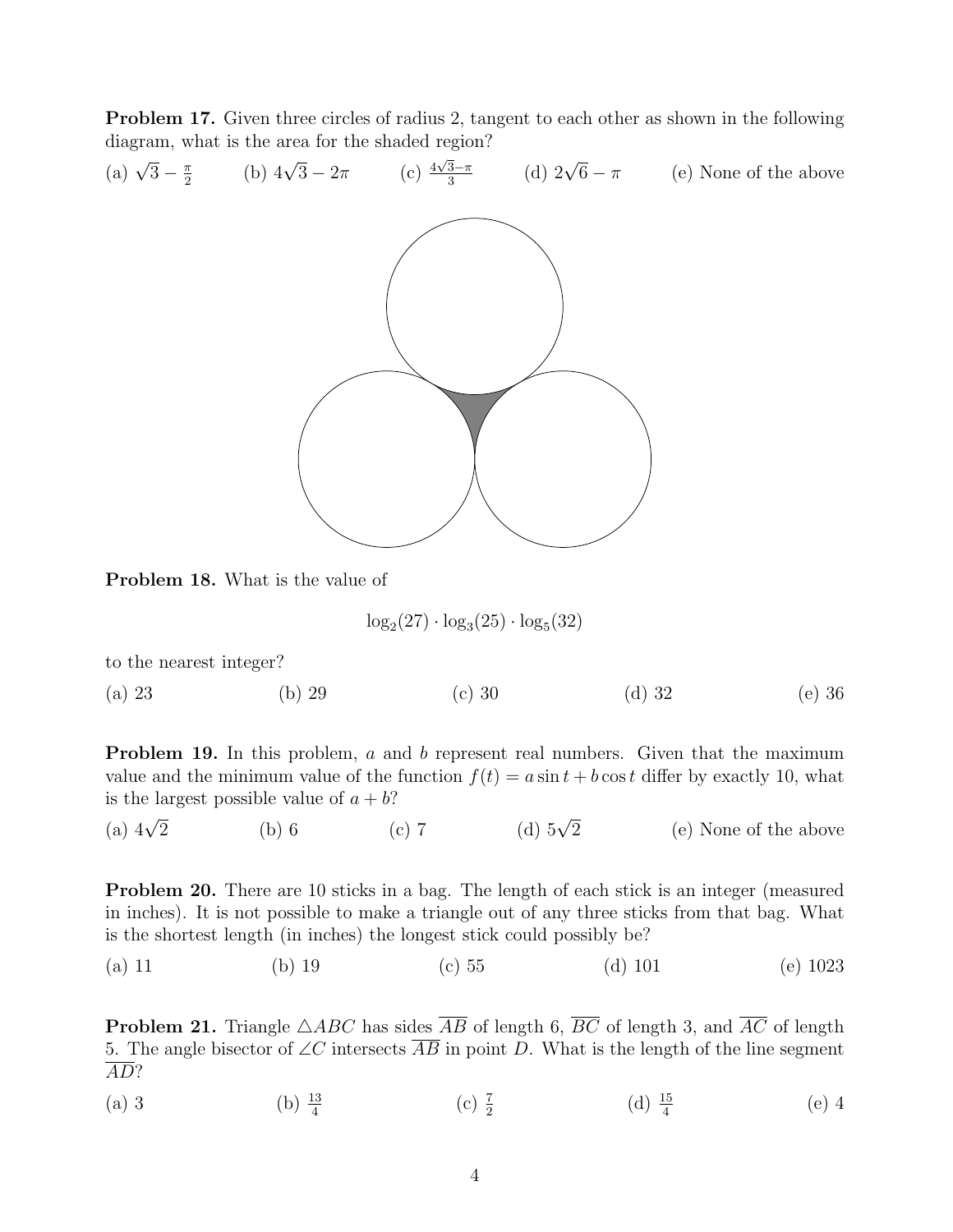**Problem 17.** Given three circles of radius 2, tangent to each other as shown in the following diagram, what is the area for the shaded region?

(a) $\sqrt{3} - \frac{\pi}{2}$ (b) $4\sqrt{3} - 2\pi$ (c) $\frac{4\sqrt{3}-\pi}{3}$ (d) $2\sqrt{6} - \pi$ (e) None of the above

**Problem 18.** What is the value of

$$\log_2(27) \cdot \log_3(25) \cdot \log_5(32)$$

to the nearest integer?

(a) 23 (b) 29 (c) 30 (d) 32 (e) 36

**Problem 19.** In this problem, $a$ and $b$ represent real numbers. Given that the maximum value and the minimum value of the function $f(t) = a \sin t + b \cos t$ differ by exactly 10, what is the largest possible value of $a + b$?

(a) $4\sqrt{2}$ (b) 6 (c) 7 (d) $5\sqrt{2}$ (e) None of the above

**Problem 20.** There are 10 sticks in a bag. The length of each stick is an integer (measured in inches). It is not possible to make a triangle out of any three sticks from that bag. What is the shortest length (in inches) the longest stick could possibly be?

(a) 11 (b) 19 (c) 55 (d) 101 (e) 1023

**Problem 21.** Triangle $\triangle ABC$ has sides $\overline{AB}$ of length 6, $\overline{BC}$ of length 3, and $\overline{AC}$ of length 5. The angle bisector of $\angle C$ intersects $\overline{AB}$ in point $D$. What is the length of the line segment $\overline{AD}$?

(a) 3 (b) $\frac{13}{4}$ (c) $\frac{7}{2}$ (d) $\frac{15}{4}$ (e) 4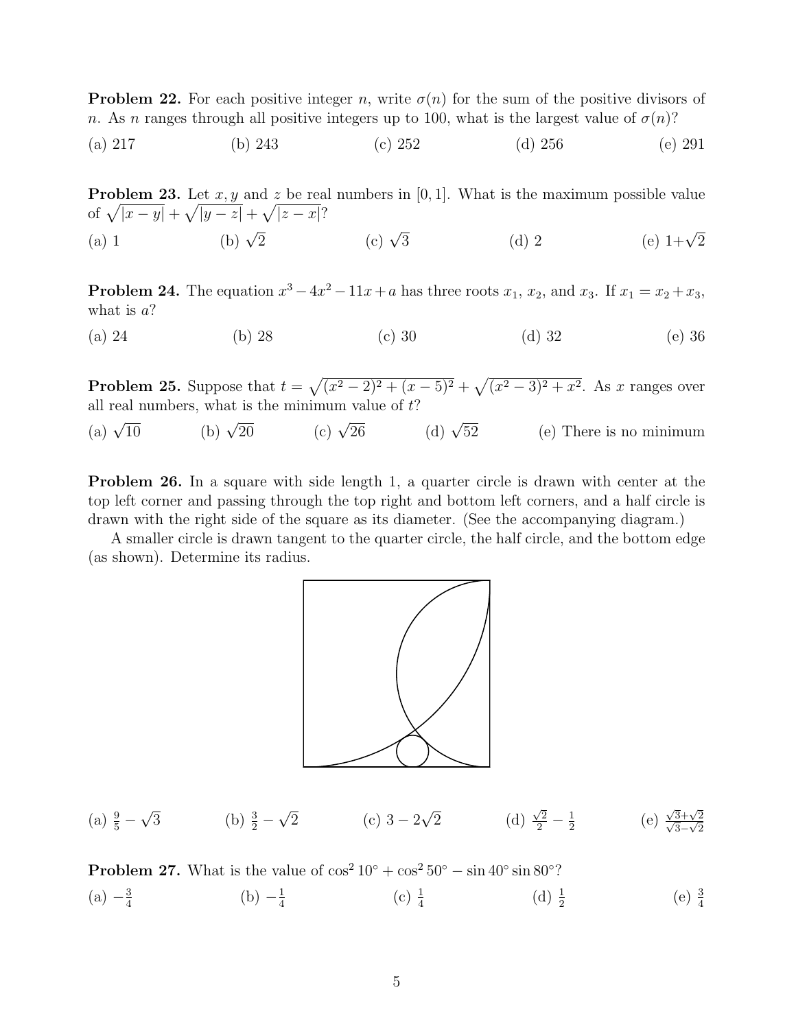**Problem 22.** For each positive integer $n$, write $\sigma(n)$ for the sum of the positive divisors of $n$. As $n$ ranges through all positive integers up to 100, what is the largest value of $\sigma(n)$?

(a) 217 (b) 243 (c) 252 (d) 256 (e) 291

**Problem 23.** Let $x, y$ and $z$ be real numbers in $[0, 1]$. What is the maximum possible value of $\sqrt{|x-y|} + \sqrt{|y-z|} + \sqrt{|z-x|}$?

(a) 1 (b) $\sqrt{2}$ (c) $\sqrt{3}$ (d) 2 (e) $1+\sqrt{2}$

**Problem 24.** The equation $x^3 - 4x^2 - 11x + a$ has three roots $x_1$, $x_2$, and $x_3$. If $x_1 = x_2 + x_3$, what is $a$?

(a) 24 (b) 28 (c) 30 (d) 32 (e) 36

**Problem 25.** Suppose that $t = \sqrt{(x^2-2)^2 + (x-5)^2} + \sqrt{(x^2-3)^2 + x^2}$. As $x$ ranges over all real numbers, what is the minimum value of $t$?

(a) $\sqrt{10}$ (b) $\sqrt{20}$ (c) $\sqrt{26}$ (d) $\sqrt{52}$ (e) There is no minimum

**Problem 26.** In a square with side length 1, a quarter circle is drawn with center at the top left corner and passing through the top right and bottom left corners, and a half circle is drawn with the right side of the square as its diameter. (See the accompanying diagram.)

A smaller circle is drawn tangent to the quarter circle, the half circle, and the bottom edge (as shown). Determine its radius.

(a) $\frac{9}{5} - \sqrt{3}$ (b) $\frac{3}{2} - \sqrt{2}$ (c) $3 - 2\sqrt{2}$ (d) $\frac{\sqrt{2}}{2} - \frac{1}{2}$ (e) $\frac{\sqrt{3}+\sqrt{2}}{\sqrt{3}-\sqrt{2}}$

**Problem 27.** What is the value of $\cos^2 10^\circ + \cos^2 50^\circ - \sin 40^\circ \sin 80^\circ$?

(a) $-\frac{3}{4}$ (b) $-\frac{1}{4}$ (c) $\frac{1}{4}$ (d) $\frac{1}{2}$ (e) $\frac{3}{4}$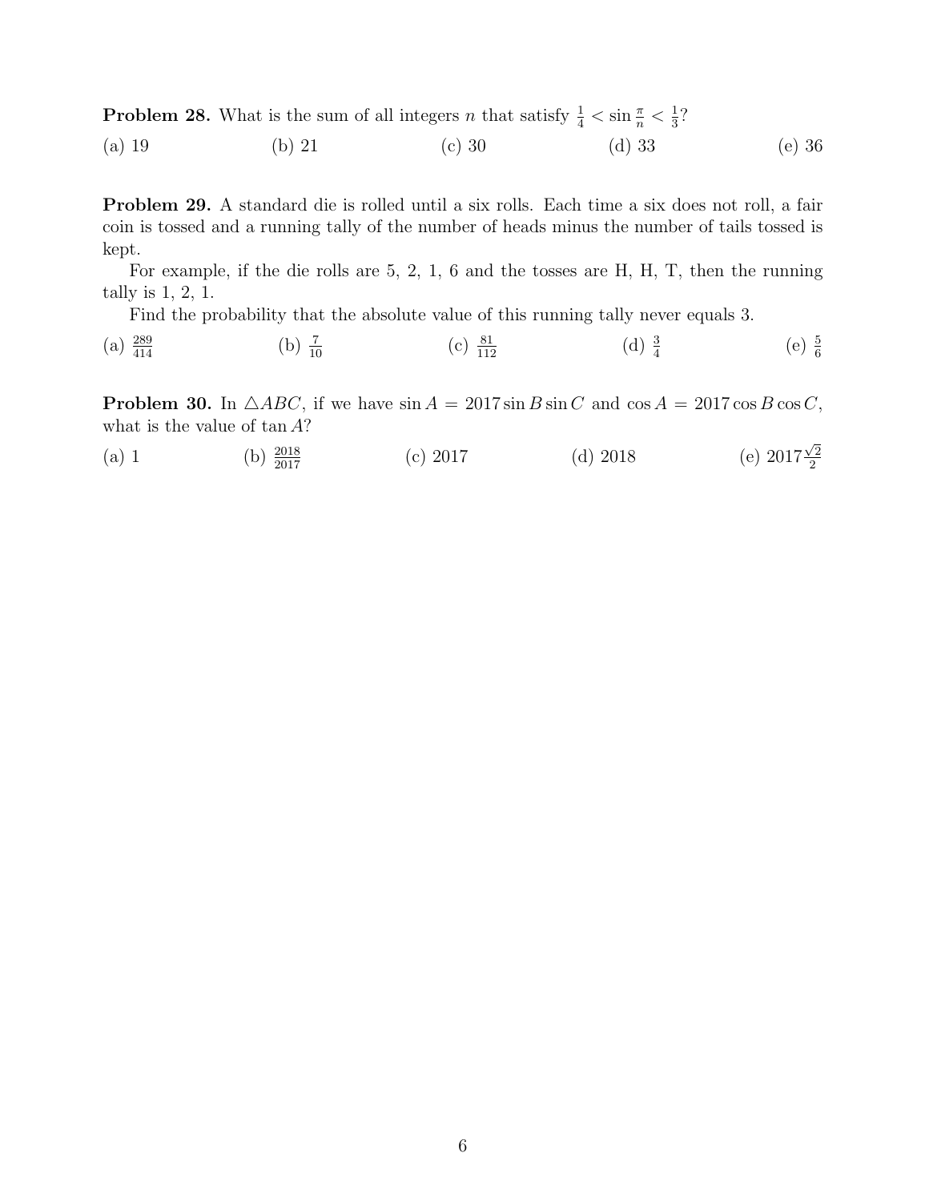**Problem 28.** What is the sum of all integers $n$ that satisfy $\frac{1}{4} < \sin \frac{\pi}{n} < \frac{1}{3}$?

(a) 19 (b) 21 (c) 30 (d) 33 (e) 36

**Problem 29.** A standard die is rolled until a six rolls. Each time a six does not roll, a fair coin is tossed and a running tally of the number of heads minus the number of tails tossed is kept.

For example, if the die rolls are 5, 2, 1, 6 and the tosses are H, H, T, then the running tally is 1, 2, 1.

Find the probability that the absolute value of this running tally never equals 3.

(a) $\frac{289}{414}$ (b) $\frac{7}{10}$ (c) $\frac{81}{112}$ (d) $\frac{3}{4}$ (e) $\frac{5}{6}$

**Problem 30.** In $\triangle ABC$, if we have $\sin A = 2017 \sin B \sin C$ and $\cos A = 2017 \cos B \cos C$, what is the value of $\tan A$?

(a) 1 (b) $\frac{2018}{2017}$ (c) 2017 (d) 2018 (e) $2017\frac{\sqrt{2}}{2}$